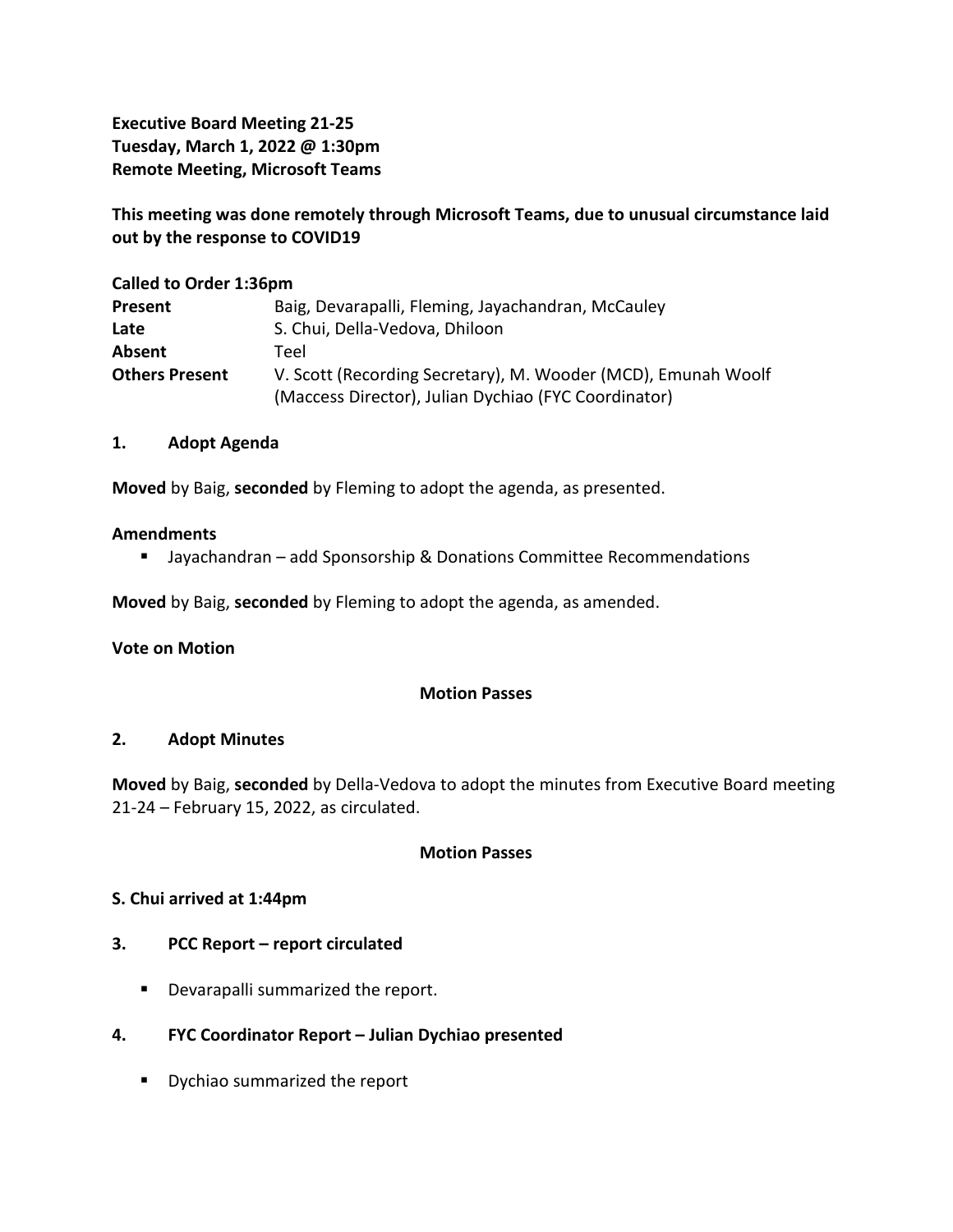**Executive Board Meeting 21-25**
**Tuesday, March 1, 2022 @ 1:30pm**
**Remote Meeting, Microsoft Teams**

**This meeting was done remotely through Microsoft Teams, due to unusual circumstance laid out by the response to COVID19**

**Called to Order 1:36pm**

| | |
|---|---|
| **Present** | Baig, Devarapalli, Fleming, Jayachandran, McCauley |
| **Late** | S. Chui, Della-Vedova, Dhiloon |
| **Absent** | Teel |
| **Others Present** | V. Scott (Recording Secretary), M. Wooder (MCD), Emunah Woolf (Maccess Director), Julian Dychiao (FYC Coordinator) |

## 1. Adopt Agenda

**Moved** by Baig, **seconded** by Fleming to adopt the agenda, as presented.

**Amendments**

- Jayachandran – add Sponsorship & Donations Committee Recommendations

**Moved** by Baig, **seconded** by Fleming to adopt the agenda, as amended.

**Vote on Motion**

**Motion Passes**

## 2. Adopt Minutes

**Moved** by Baig, **seconded** by Della-Vedova to adopt the minutes from Executive Board meeting 21-24 – February 15, 2022, as circulated.

**Motion Passes**

**S. Chui arrived at 1:44pm**

## 3. PCC Report – report circulated

- Devarapalli summarized the report.

## 4. FYC Coordinator Report – Julian Dychiao presented

- Dychiao summarized the report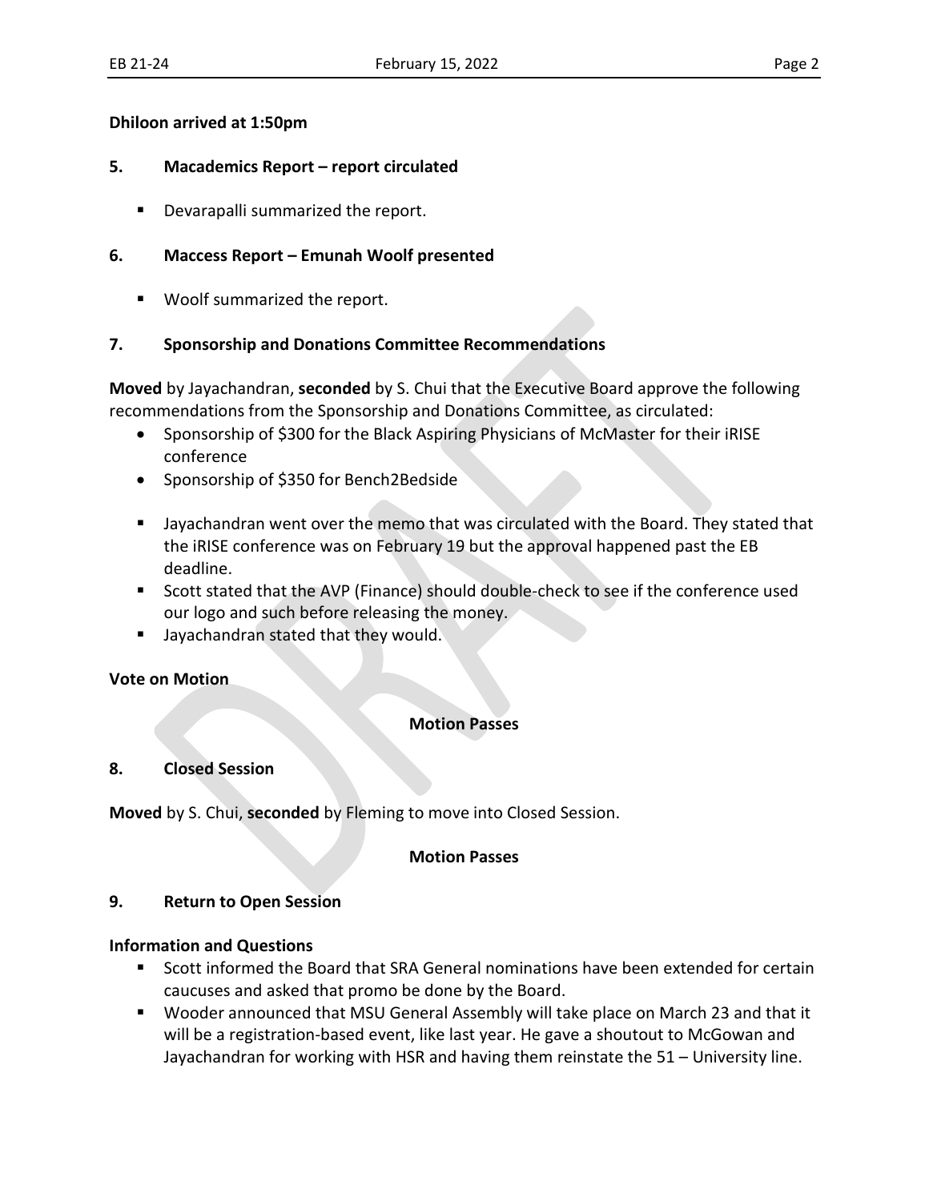**Dhiloon arrived at 1:50pm**

## 5. Macademics Report – report circulated

- Devarapalli summarized the report.

## 6. Maccess Report – Emunah Woolf presented

- Woolf summarized the report.

## 7. Sponsorship and Donations Committee Recommendations

**Moved** by Jayachandran, **seconded** by S. Chui that the Executive Board approve the following recommendations from the Sponsorship and Donations Committee, as circulated:

- Sponsorship of $300 for the Black Aspiring Physicians of McMaster for their iRISE conference
- Sponsorship of $350 for Bench2Bedside

- Jayachandran went over the memo that was circulated with the Board. They stated that the iRISE conference was on February 19 but the approval happened past the EB deadline.
- Scott stated that the AVP (Finance) should double-check to see if the conference used our logo and such before releasing the money.
- Jayachandran stated that they would.

**Vote on Motion**

**Motion Passes**

## 8. Closed Session

**Moved** by S. Chui, **seconded** by Fleming to move into Closed Session.

**Motion Passes**

## 9. Return to Open Session

**Information and Questions**

- Scott informed the Board that SRA General nominations have been extended for certain caucuses and asked that promo be done by the Board.
- Wooder announced that MSU General Assembly will take place on March 23 and that it will be a registration-based event, like last year. He gave a shoutout to McGowan and Jayachandran for working with HSR and having them reinstate the 51 – University line.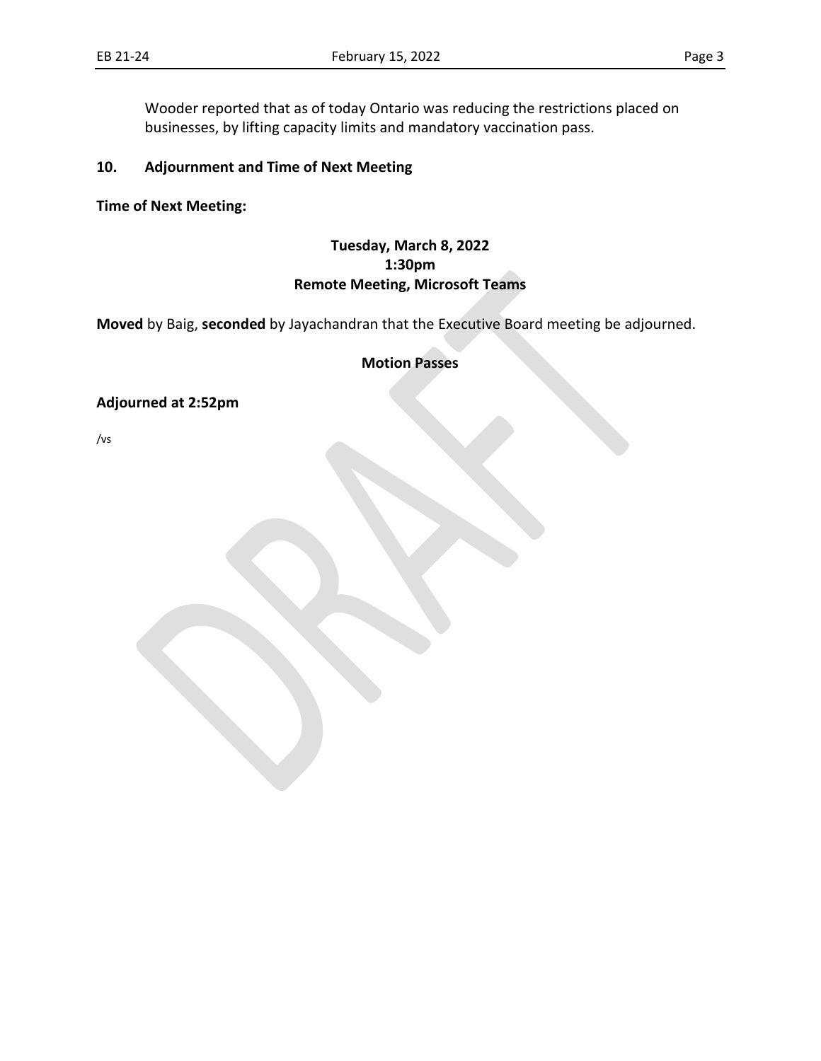Wooder reported that as of today Ontario was reducing the restrictions placed on businesses, by lifting capacity limits and mandatory vaccination pass.

## 10. Adjournment and Time of Next Meeting

**Time of Next Meeting:**

**Tuesday, March 8, 2022**
**1:30pm**
**Remote Meeting, Microsoft Teams**

**Moved** by Baig, **seconded** by Jayachandran that the Executive Board meeting be adjourned.

**Motion Passes**

**Adjourned at 2:52pm**

/vs